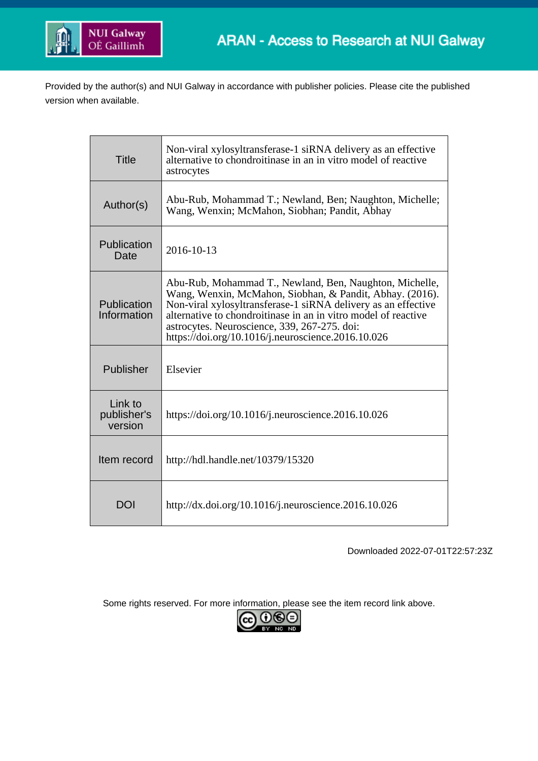Provided by the author(s) and NUI Galway in accordance with publisher policies. Please cite the published version when available.

| Title | Non-viral xylosyltransferase-1 siRNA delivery as an effective alternative to chondroitinase in an in vitro model of reactive astrocytes |
|---|---|
| Author(s) | Abu-Rub, Mohammad T.; Newland, Ben; Naughton, Michelle; Wang, Wenxin; McMahon, Siobhan; Pandit, Abhay |
| Publication Date | 2016-10-13 |
| Publication Information | Abu-Rub, Mohammad T., Newland, Ben, Naughton, Michelle, Wang, Wenxin, McMahon, Siobhan, & Pandit, Abhay. (2016). Non-viral xylosyltransferase-1 siRNA delivery as an effective alternative to chondroitinase in an in vitro model of reactive astrocytes. Neuroscience, 339, 267-275. doi: https://doi.org/10.1016/j.neuroscience.2016.10.026 |
| Publisher | Elsevier |
| Link to publisher's version | https://doi.org/10.1016/j.neuroscience.2016.10.026 |
| Item record | http://hdl.handle.net/10379/15320 |
| DOI | http://dx.doi.org/10.1016/j.neuroscience.2016.10.026 |

Downloaded 2022-07-01T22:57:23Z

Some rights reserved. For more information, please see the item record link above.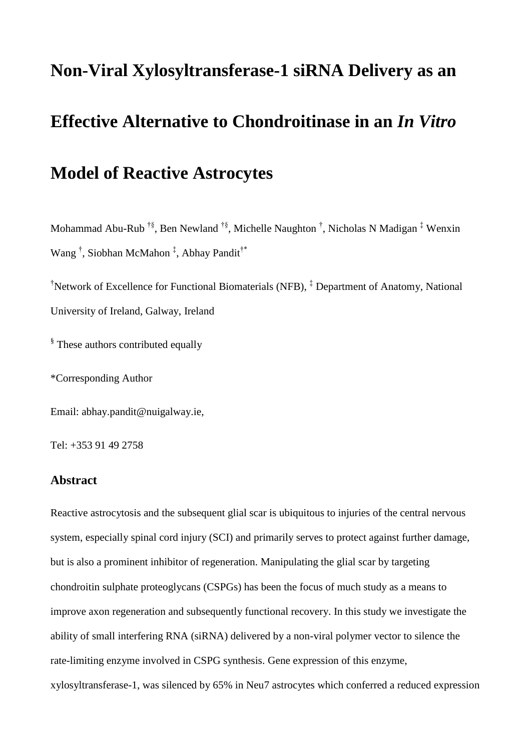# Non-Viral Xylosyltransferase-1 siRNA Delivery as an Effective Alternative to Chondroitinase in an *In Vitro* Model of Reactive Astrocytes

Mohammad Abu-Rub [†§], Ben Newland [†§], Michelle Naughton [†], Nicholas N Madigan [‡] Wenxin Wang [†], Siobhan McMahon [‡], Abhay Pandit[†*]

[†]Network of Excellence for Functional Biomaterials (NFB), [‡] Department of Anatomy, National University of Ireland, Galway, Ireland

[§] These authors contributed equally

*Corresponding Author

Email: abhay.pandit@nuigalway.ie,

Tel: +353 91 49 2758

## Abstract

Reactive astrocytosis and the subsequent glial scar is ubiquitous to injuries of the central nervous system, especially spinal cord injury (SCI) and primarily serves to protect against further damage, but is also a prominent inhibitor of regeneration. Manipulating the glial scar by targeting chondroitin sulphate proteoglycans (CSPGs) has been the focus of much study as a means to improve axon regeneration and subsequently functional recovery. In this study we investigate the ability of small interfering RNA (siRNA) delivered by a non-viral polymer vector to silence the rate-limiting enzyme involved in CSPG synthesis. Gene expression of this enzyme, xylosyltransferase-1, was silenced by 65% in Neu7 astrocytes which conferred a reduced expression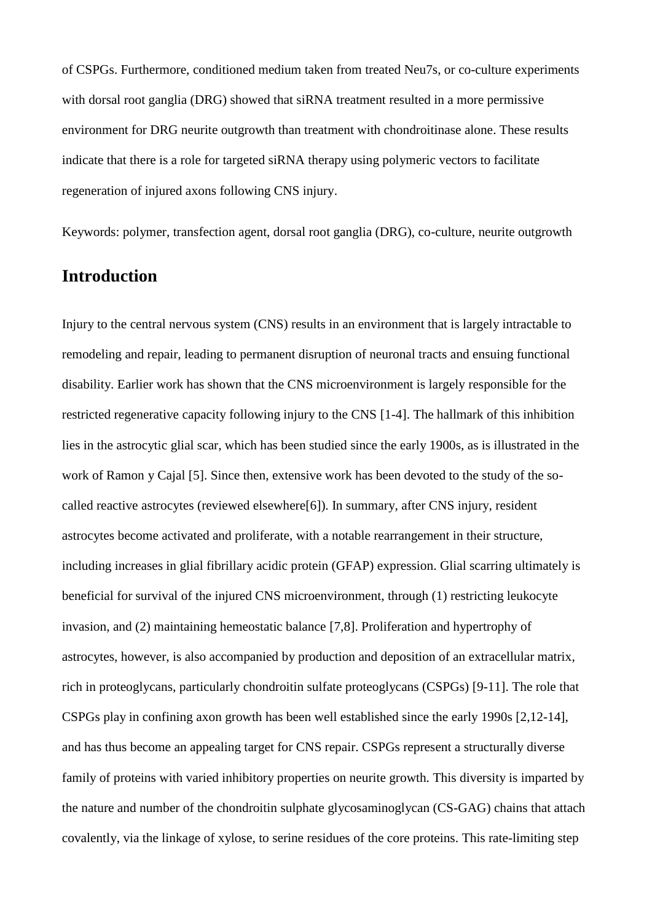of CSPGs. Furthermore, conditioned medium taken from treated Neu7s, or co-culture experiments with dorsal root ganglia (DRG) showed that siRNA treatment resulted in a more permissive environment for DRG neurite outgrowth than treatment with chondroitinase alone. These results indicate that there is a role for targeted siRNA therapy using polymeric vectors to facilitate regeneration of injured axons following CNS injury.

Keywords: polymer, transfection agent, dorsal root ganglia (DRG), co-culture, neurite outgrowth

## Introduction

Injury to the central nervous system (CNS) results in an environment that is largely intractable to remodeling and repair, leading to permanent disruption of neuronal tracts and ensuing functional disability. Earlier work has shown that the CNS microenvironment is largely responsible for the restricted regenerative capacity following injury to the CNS [1-4]. The hallmark of this inhibition lies in the astrocytic glial scar, which has been studied since the early 1900s, as is illustrated in the work of Ramon y Cajal [5]. Since then, extensive work has been devoted to the study of the so-called reactive astrocytes (reviewed elsewhere[6]). In summary, after CNS injury, resident astrocytes become activated and proliferate, with a notable rearrangement in their structure, including increases in glial fibrillary acidic protein (GFAP) expression. Glial scarring ultimately is beneficial for survival of the injured CNS microenvironment, through (1) restricting leukocyte invasion, and (2) maintaining hemeostatic balance [7,8]. Proliferation and hypertrophy of astrocytes, however, is also accompanied by production and deposition of an extracellular matrix, rich in proteoglycans, particularly chondroitin sulfate proteoglycans (CSPGs) [9-11]. The role that CSPGs play in confining axon growth has been well established since the early 1990s [2,12-14], and has thus become an appealing target for CNS repair. CSPGs represent a structurally diverse family of proteins with varied inhibitory properties on neurite growth. This diversity is imparted by the nature and number of the chondroitin sulphate glycosaminoglycan (CS-GAG) chains that attach covalently, via the linkage of xylose, to serine residues of the core proteins. This rate-limiting step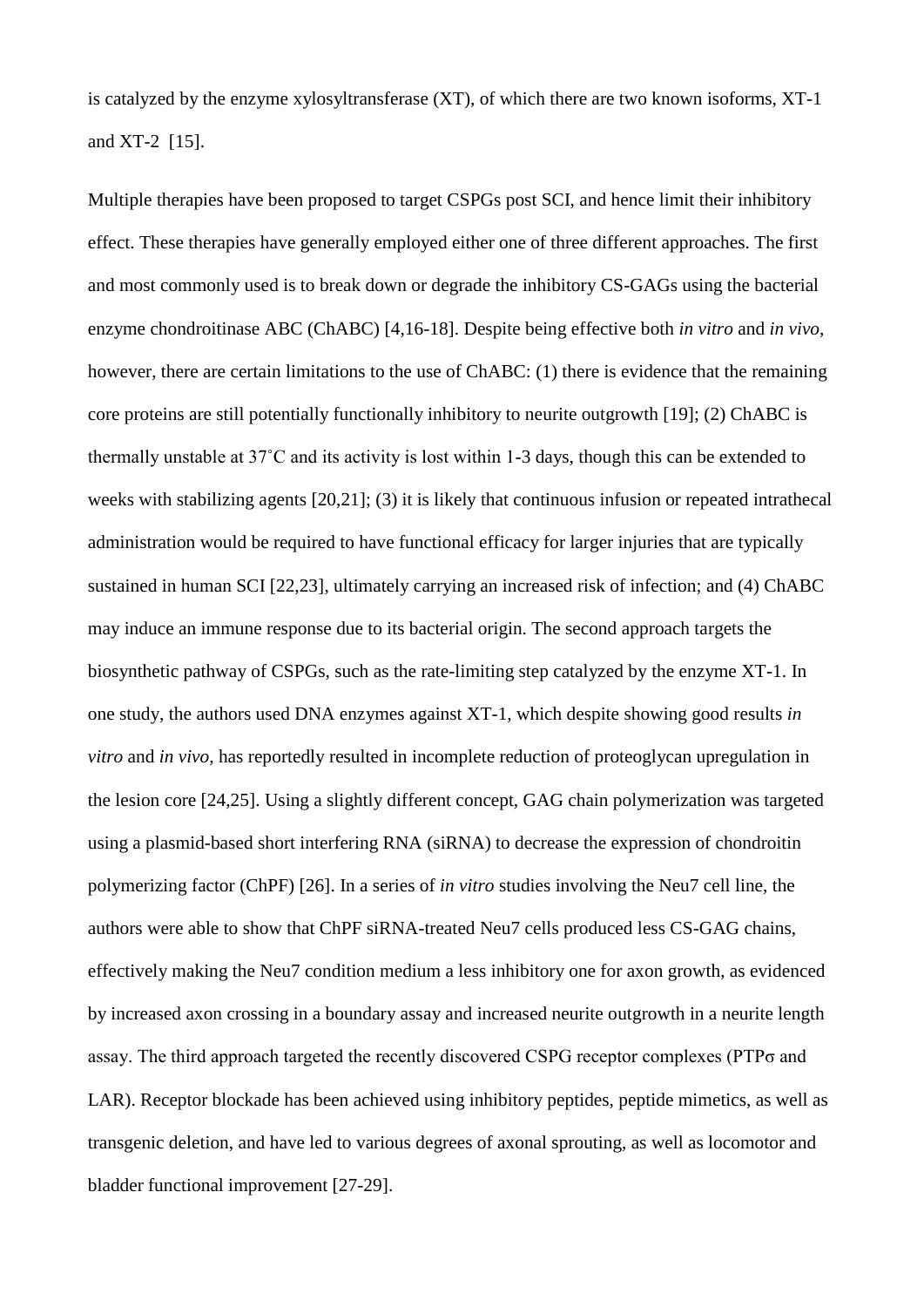is catalyzed by the enzyme xylosyltransferase (XT), of which there are two known isoforms, XT-1 and XT-2 [15].

Multiple therapies have been proposed to target CSPGs post SCI, and hence limit their inhibitory effect. These therapies have generally employed either one of three different approaches. The first and most commonly used is to break down or degrade the inhibitory CS-GAGs using the bacterial enzyme chondroitinase ABC (ChABC) [4,16-18]. Despite being effective both *in vitro* and *in vivo,* however, there are certain limitations to the use of ChABC: (1) there is evidence that the remaining core proteins are still potentially functionally inhibitory to neurite outgrowth [19]; (2) ChABC is thermally unstable at 37˚C and its activity is lost within 1-3 days, though this can be extended to weeks with stabilizing agents [20,21]; (3) it is likely that continuous infusion or repeated intrathecal administration would be required to have functional efficacy for larger injuries that are typically sustained in human SCI [22,23], ultimately carrying an increased risk of infection; and (4) ChABC may induce an immune response due to its bacterial origin. The second approach targets the biosynthetic pathway of CSPGs, such as the rate-limiting step catalyzed by the enzyme XT-1. In one study, the authors used DNA enzymes against XT-1, which despite showing good results *in vitro* and *in vivo,* has reportedly resulted in incomplete reduction of proteoglycan upregulation in the lesion core [24,25]. Using a slightly different concept, GAG chain polymerization was targeted using a plasmid-based short interfering RNA (siRNA) to decrease the expression of chondroitin polymerizing factor (ChPF) [26]. In a series of *in vitro* studies involving the Neu7 cell line, the authors were able to show that ChPF siRNA-treated Neu7 cells produced less CS-GAG chains, effectively making the Neu7 condition medium a less inhibitory one for axon growth, as evidenced by increased axon crossing in a boundary assay and increased neurite outgrowth in a neurite length assay. The third approach targeted the recently discovered CSPG receptor complexes (PTPσ and LAR). Receptor blockade has been achieved using inhibitory peptides, peptide mimetics, as well as transgenic deletion, and have led to various degrees of axonal sprouting, as well as locomotor and bladder functional improvement [27-29].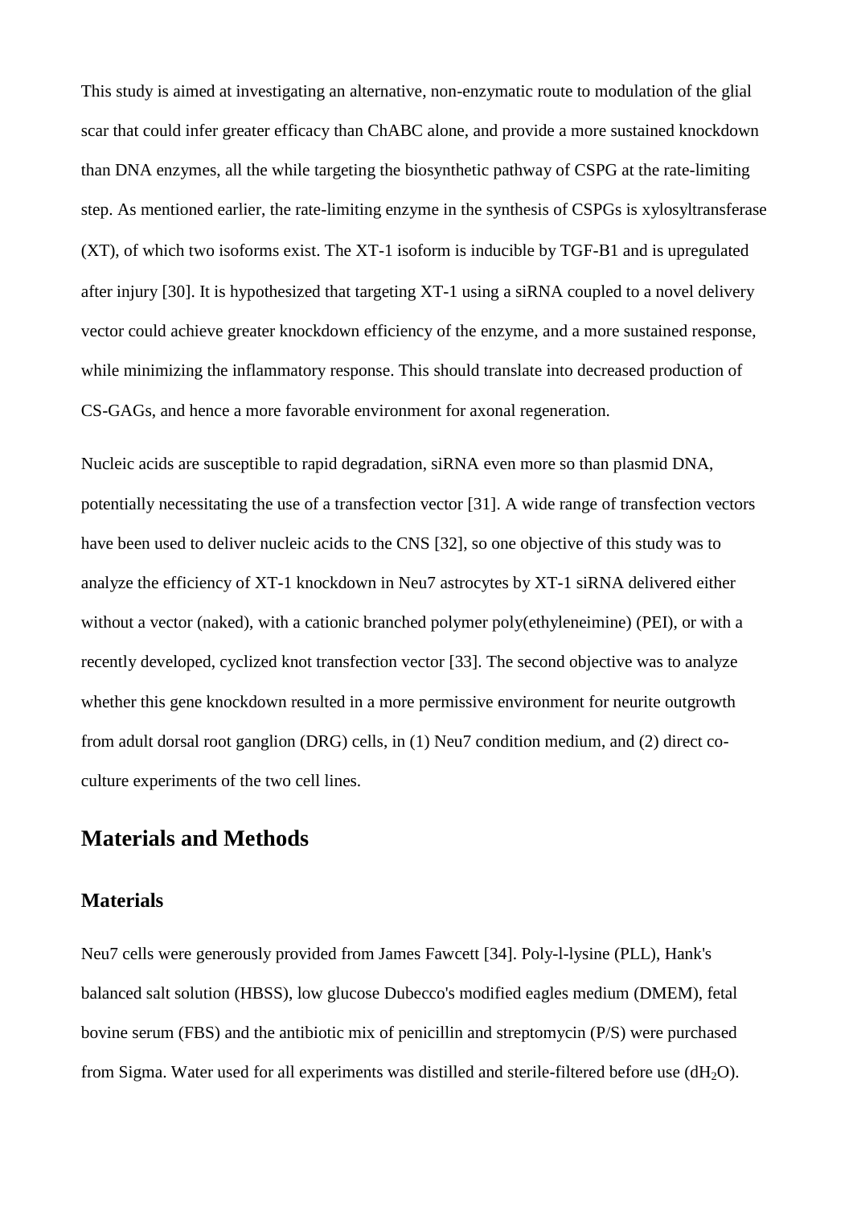This study is aimed at investigating an alternative, non-enzymatic route to modulation of the glial scar that could infer greater efficacy than ChABC alone, and provide a more sustained knockdown than DNA enzymes, all the while targeting the biosynthetic pathway of CSPG at the rate-limiting step. As mentioned earlier, the rate-limiting enzyme in the synthesis of CSPGs is xylosyltransferase (XT), of which two isoforms exist. The XT-1 isoform is inducible by TGF-B1 and is upregulated after injury [30]. It is hypothesized that targeting XT-1 using a siRNA coupled to a novel delivery vector could achieve greater knockdown efficiency of the enzyme, and a more sustained response, while minimizing the inflammatory response. This should translate into decreased production of CS-GAGs, and hence a more favorable environment for axonal regeneration.

Nucleic acids are susceptible to rapid degradation, siRNA even more so than plasmid DNA, potentially necessitating the use of a transfection vector [31]. A wide range of transfection vectors have been used to deliver nucleic acids to the CNS [32], so one objective of this study was to analyze the efficiency of XT-1 knockdown in Neu7 astrocytes by XT-1 siRNA delivered either without a vector (naked), with a cationic branched polymer poly(ethyleneimine) (PEI), or with a recently developed, cyclized knot transfection vector [33]. The second objective was to analyze whether this gene knockdown resulted in a more permissive environment for neurite outgrowth from adult dorsal root ganglion (DRG) cells, in (1) Neu7 condition medium, and (2) direct co-culture experiments of the two cell lines.

## Materials and Methods

### Materials

Neu7 cells were generously provided from James Fawcett [34]. Poly-l-lysine (PLL), Hank's balanced salt solution (HBSS), low glucose Dubecco's modified eagles medium (DMEM), fetal bovine serum (FBS) and the antibiotic mix of penicillin and streptomycin (P/S) were purchased from Sigma. Water used for all experiments was distilled and sterile-filtered before use ($dH_2O$).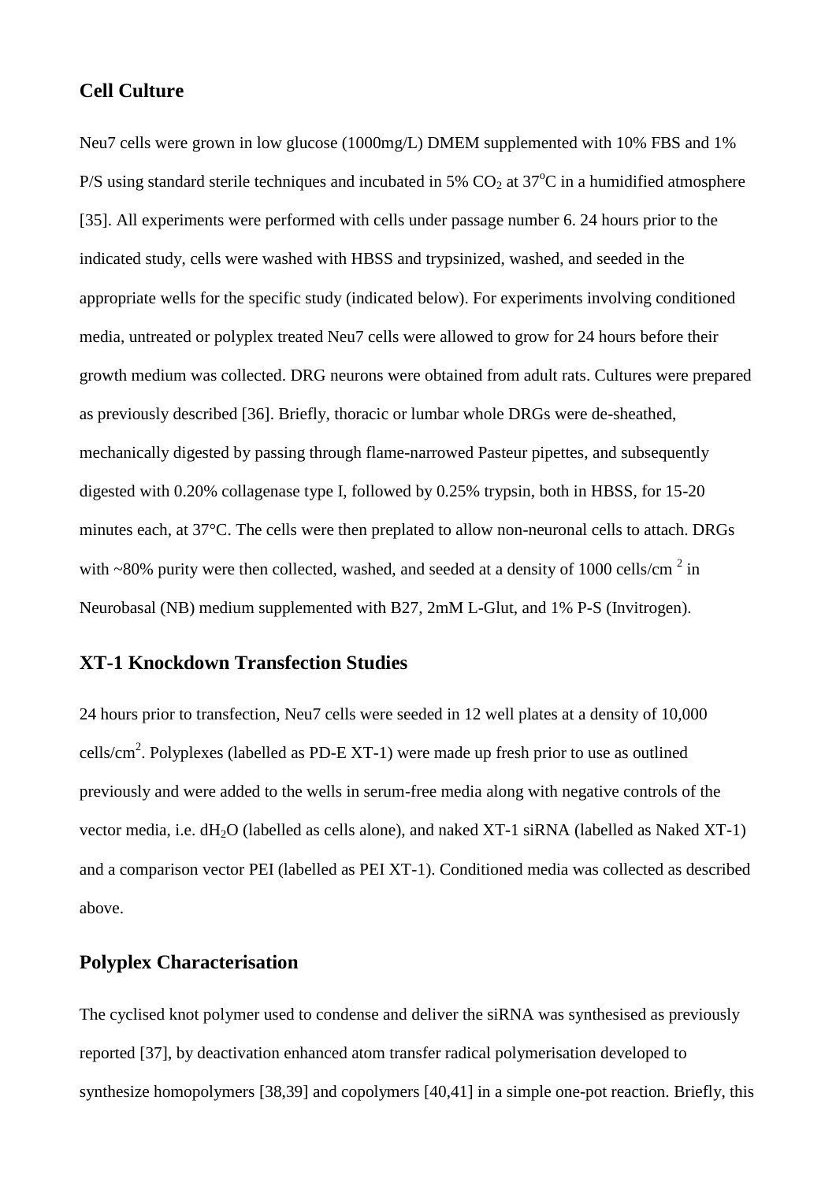## Cell Culture

Neu7 cells were grown in low glucose (1000mg/L) DMEM supplemented with 10% FBS and 1% P/S using standard sterile techniques and incubated in 5% $CO_2$ at 37$^o$C in a humidified atmosphere [35]. All experiments were performed with cells under passage number 6. 24 hours prior to the indicated study, cells were washed with HBSS and trypsinized, washed, and seeded in the appropriate wells for the specific study (indicated below). For experiments involving conditioned media, untreated or polyplex treated Neu7 cells were allowed to grow for 24 hours before their growth medium was collected. DRG neurons were obtained from adult rats. Cultures were prepared as previously described [36]. Briefly, thoracic or lumbar whole DRGs were de-sheathed, mechanically digested by passing through flame-narrowed Pasteur pipettes, and subsequently digested with 0.20% collagenase type I, followed by 0.25% trypsin, both in HBSS, for 15-20 minutes each, at 37°C. The cells were then preplated to allow non-neuronal cells to attach. DRGs with ~80% purity were then collected, washed, and seeded at a density of 1000 cells/cm $^2$ in Neurobasal (NB) medium supplemented with B27, 2mM L-Glut, and 1% P-S (Invitrogen).

## XT-1 Knockdown Transfection Studies

24 hours prior to transfection, Neu7 cells were seeded in 12 well plates at a density of 10,000 cells/cm$^2$. Polyplexes (labelled as PD-E XT-1) were made up fresh prior to use as outlined previously and were added to the wells in serum-free media along with negative controls of the vector media, i.e. d$H_2O$ (labelled as cells alone), and naked XT-1 siRNA (labelled as Naked XT-1) and a comparison vector PEI (labelled as PEI XT-1). Conditioned media was collected as described above.

## Polyplex Characterisation

The cyclised knot polymer used to condense and deliver the siRNA was synthesised as previously reported [37], by deactivation enhanced atom transfer radical polymerisation developed to synthesize homopolymers [38,39] and copolymers [40,41] in a simple one-pot reaction. Briefly, this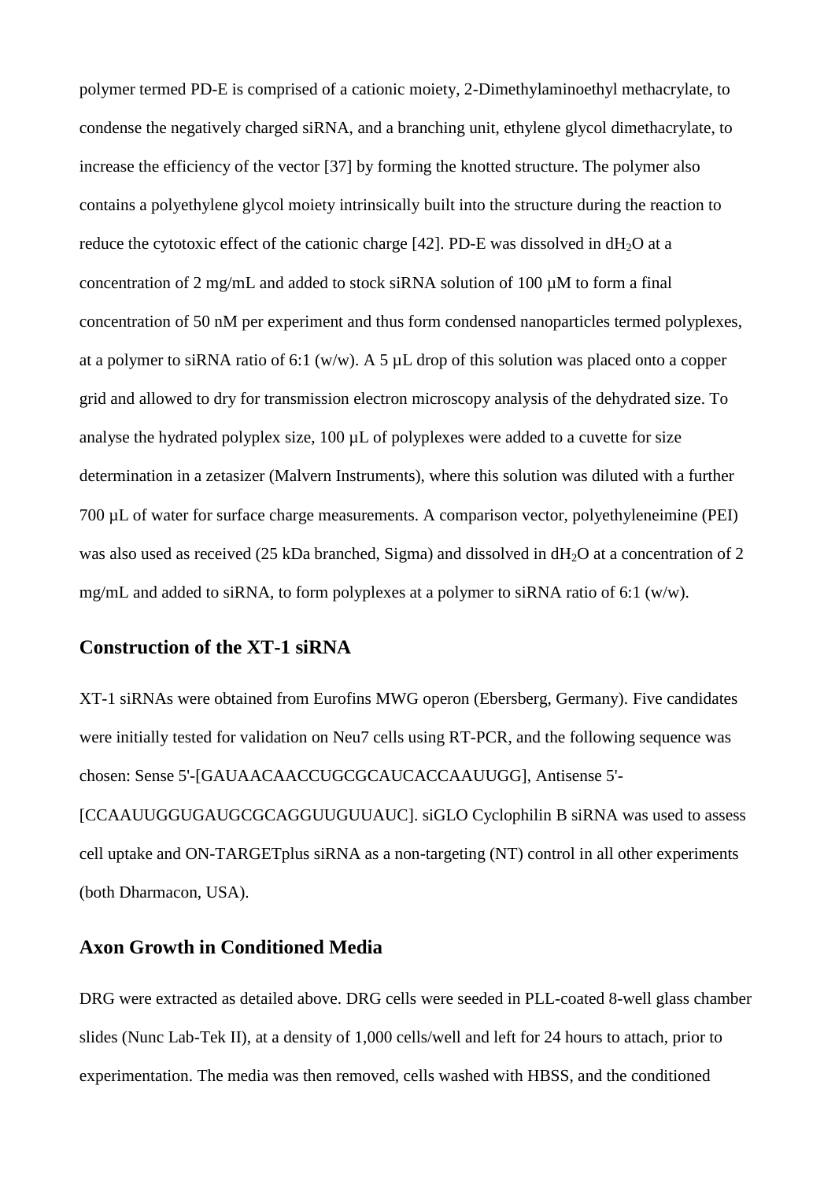polymer termed PD-E is comprised of a cationic moiety, 2-Dimethylaminoethyl methacrylate, to condense the negatively charged siRNA, and a branching unit, ethylene glycol dimethacrylate, to increase the efficiency of the vector [37] by forming the knotted structure. The polymer also contains a polyethylene glycol moiety intrinsically built into the structure during the reaction to reduce the cytotoxic effect of the cationic charge [42]. PD-E was dissolved in $dH_2O$ at a concentration of 2 mg/mL and added to stock siRNA solution of 100 µM to form a final concentration of 50 nM per experiment and thus form condensed nanoparticles termed polyplexes, at a polymer to siRNA ratio of 6:1 (w/w). A 5 µL drop of this solution was placed onto a copper grid and allowed to dry for transmission electron microscopy analysis of the dehydrated size. To analyse the hydrated polyplex size, 100 µL of polyplexes were added to a cuvette for size determination in a zetasizer (Malvern Instruments), where this solution was diluted with a further 700 µL of water for surface charge measurements. A comparison vector, polyethyleneimine (PEI) was also used as received (25 kDa branched, Sigma) and dissolved in $dH_2O$ at a concentration of 2 mg/mL and added to siRNA, to form polyplexes at a polymer to siRNA ratio of 6:1 (w/w).

## Construction of the XT-1 siRNA

XT-1 siRNAs were obtained from Eurofins MWG operon (Ebersberg, Germany). Five candidates were initially tested for validation on Neu7 cells using RT-PCR, and the following sequence was chosen: Sense 5'-[GAUAACAACCUGCGCAUCACCAAUUGG], Antisense 5'-[CCAAUUGGUGAUGCGCAGGUUGUUAUC]. siGLO Cyclophilin B siRNA was used to assess cell uptake and ON-TARGETplus siRNA as a non-targeting (NT) control in all other experiments (both Dharmacon, USA).

## Axon Growth in Conditioned Media

DRG were extracted as detailed above. DRG cells were seeded in PLL-coated 8-well glass chamber slides (Nunc Lab-Tek II), at a density of 1,000 cells/well and left for 24 hours to attach, prior to experimentation. The media was then removed, cells washed with HBSS, and the conditioned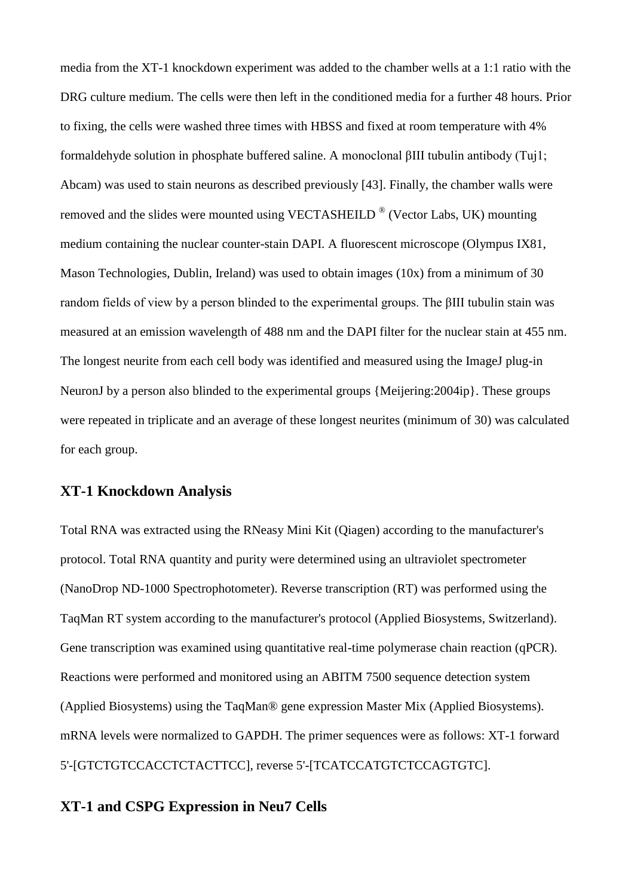media from the XT-1 knockdown experiment was added to the chamber wells at a 1:1 ratio with the DRG culture medium. The cells were then left in the conditioned media for a further 48 hours. Prior to fixing, the cells were washed three times with HBSS and fixed at room temperature with 4% formaldehyde solution in phosphate buffered saline. A monoclonal βIII tubulin antibody (Tuj1; Abcam) was used to stain neurons as described previously [43]. Finally, the chamber walls were removed and the slides were mounted using VECTASHEILD ® (Vector Labs, UK) mounting medium containing the nuclear counter-stain DAPI. A fluorescent microscope (Olympus IX81, Mason Technologies, Dublin, Ireland) was used to obtain images (10x) from a minimum of 30 random fields of view by a person blinded to the experimental groups. The βIII tubulin stain was measured at an emission wavelength of 488 nm and the DAPI filter for the nuclear stain at 455 nm. The longest neurite from each cell body was identified and measured using the ImageJ plug-in NeuronJ by a person also blinded to the experimental groups {Meijering:2004ip}. These groups were repeated in triplicate and an average of these longest neurites (minimum of 30) was calculated for each group.

## XT-1 Knockdown Analysis

Total RNA was extracted using the RNeasy Mini Kit (Qiagen) according to the manufacturer's protocol. Total RNA quantity and purity were determined using an ultraviolet spectrometer (NanoDrop ND-1000 Spectrophotometer). Reverse transcription (RT) was performed using the TaqMan RT system according to the manufacturer's protocol (Applied Biosystems, Switzerland). Gene transcription was examined using quantitative real-time polymerase chain reaction (qPCR). Reactions were performed and monitored using an ABITM 7500 sequence detection system (Applied Biosystems) using the TaqMan® gene expression Master Mix (Applied Biosystems). mRNA levels were normalized to GAPDH. The primer sequences were as follows: XT-1 forward 5'-[GTCTGTCCACCTCTACTTCC], reverse 5'-[TCATCCATGTCTCCAGTGTC].

## XT-1 and CSPG Expression in Neu7 Cells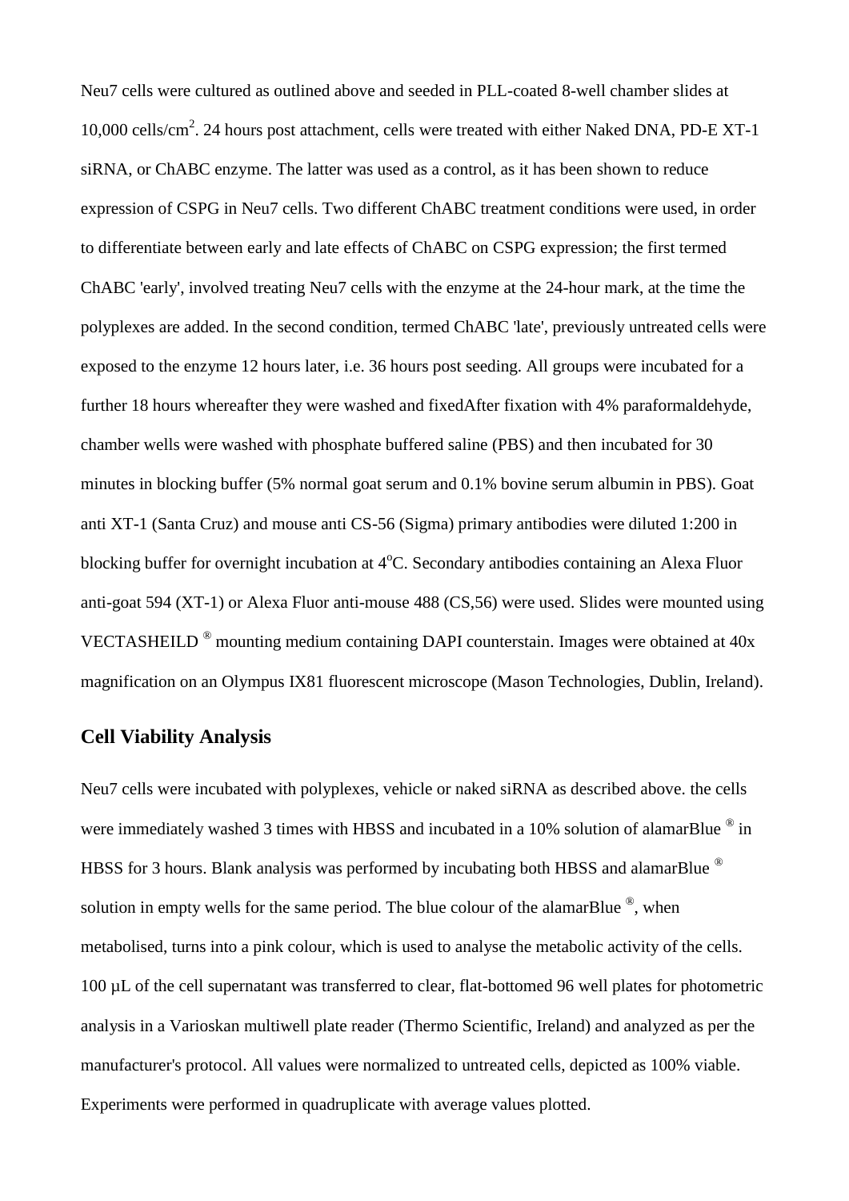Neu7 cells were cultured as outlined above and seeded in PLL-coated 8-well chamber slides at 10,000 cells/cm$^2$. 24 hours post attachment, cells were treated with either Naked DNA, PD-E XT-1 siRNA, or ChABC enzyme. The latter was used as a control, as it has been shown to reduce expression of CSPG in Neu7 cells. Two different ChABC treatment conditions were used, in order to differentiate between early and late effects of ChABC on CSPG expression; the first termed ChABC 'early', involved treating Neu7 cells with the enzyme at the 24-hour mark, at the time the polyplexes are added. In the second condition, termed ChABC 'late', previously untreated cells were exposed to the enzyme 12 hours later, i.e. 36 hours post seeding. All groups were incubated for a further 18 hours whereafter they were washed and fixedAfter fixation with 4% paraformaldehyde, chamber wells were washed with phosphate buffered saline (PBS) and then incubated for 30 minutes in blocking buffer (5% normal goat serum and 0.1% bovine serum albumin in PBS). Goat anti XT-1 (Santa Cruz) and mouse anti CS-56 (Sigma) primary antibodies were diluted 1:200 in blocking buffer for overnight incubation at 4$^{o}$C. Secondary antibodies containing an Alexa Fluor anti-goat 594 (XT-1) or Alexa Fluor anti-mouse 488 (CS,56) were used. Slides were mounted using VECTASHEILD ® mounting medium containing DAPI counterstain. Images were obtained at 40x magnification on an Olympus IX81 fluorescent microscope (Mason Technologies, Dublin, Ireland).

## Cell Viability Analysis

Neu7 cells were incubated with polyplexes, vehicle or naked siRNA as described above. the cells were immediately washed 3 times with HBSS and incubated in a 10% solution of alamarBlue ® in HBSS for 3 hours. Blank analysis was performed by incubating both HBSS and alamarBlue ® solution in empty wells for the same period. The blue colour of the alamarBlue ®, when metabolised, turns into a pink colour, which is used to analyse the metabolic activity of the cells. 100 µL of the cell supernatant was transferred to clear, flat-bottomed 96 well plates for photometric analysis in a Varioskan multiwell plate reader (Thermo Scientific, Ireland) and analyzed as per the manufacturer's protocol. All values were normalized to untreated cells, depicted as 100% viable. Experiments were performed in quadruplicate with average values plotted.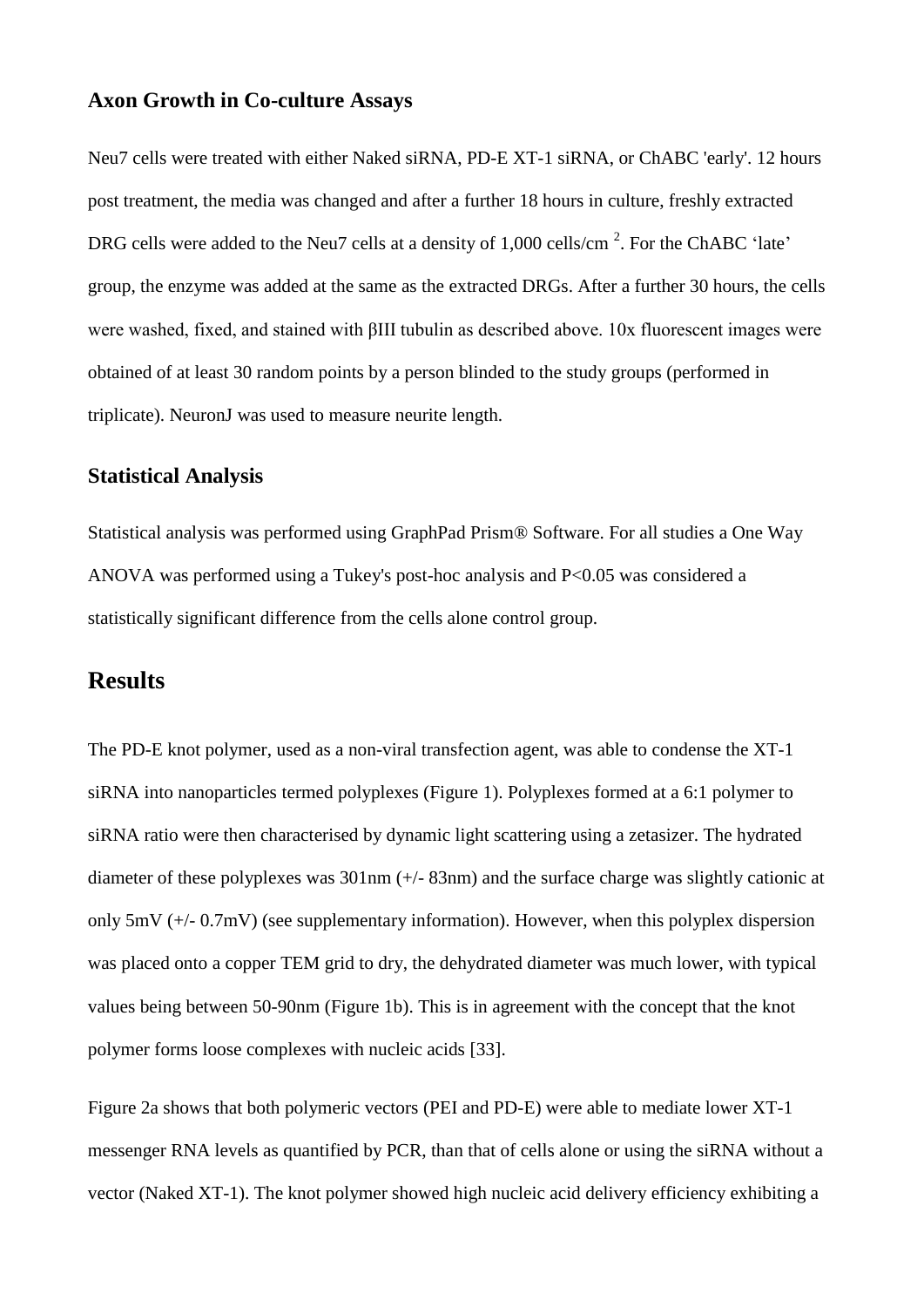### Axon Growth in Co-culture Assays

Neu7 cells were treated with either Naked siRNA, PD-E XT-1 siRNA, or ChABC 'early'. 12 hours post treatment, the media was changed and after a further 18 hours in culture, freshly extracted DRG cells were added to the Neu7 cells at a density of 1,000 cells/cm $^2$. For the ChABC 'late' group, the enzyme was added at the same as the extracted DRGs. After a further 30 hours, the cells were washed, fixed, and stained with βIII tubulin as described above. 10x fluorescent images were obtained of at least 30 random points by a person blinded to the study groups (performed in triplicate). NeuronJ was used to measure neurite length.

### Statistical Analysis

Statistical analysis was performed using GraphPad Prism® Software. For all studies a One Way ANOVA was performed using a Tukey's post-hoc analysis and $P<0.05$ was considered a statistically significant difference from the cells alone control group.

## Results

The PD-E knot polymer, used as a non-viral transfection agent, was able to condense the XT-1 siRNA into nanoparticles termed polyplexes (Figure 1). Polyplexes formed at a 6:1 polymer to siRNA ratio were then characterised by dynamic light scattering using a zetasizer. The hydrated diameter of these polyplexes was 301nm (+/- 83nm) and the surface charge was slightly cationic at only 5mV (+/- 0.7mV) (see supplementary information). However, when this polyplex dispersion was placed onto a copper TEM grid to dry, the dehydrated diameter was much lower, with typical values being between 50-90nm (Figure 1b). This is in agreement with the concept that the knot polymer forms loose complexes with nucleic acids [33].

Figure 2a shows that both polymeric vectors (PEI and PD-E) were able to mediate lower XT-1 messenger RNA levels as quantified by PCR, than that of cells alone or using the siRNA without a vector (Naked XT-1). The knot polymer showed high nucleic acid delivery efficiency exhibiting a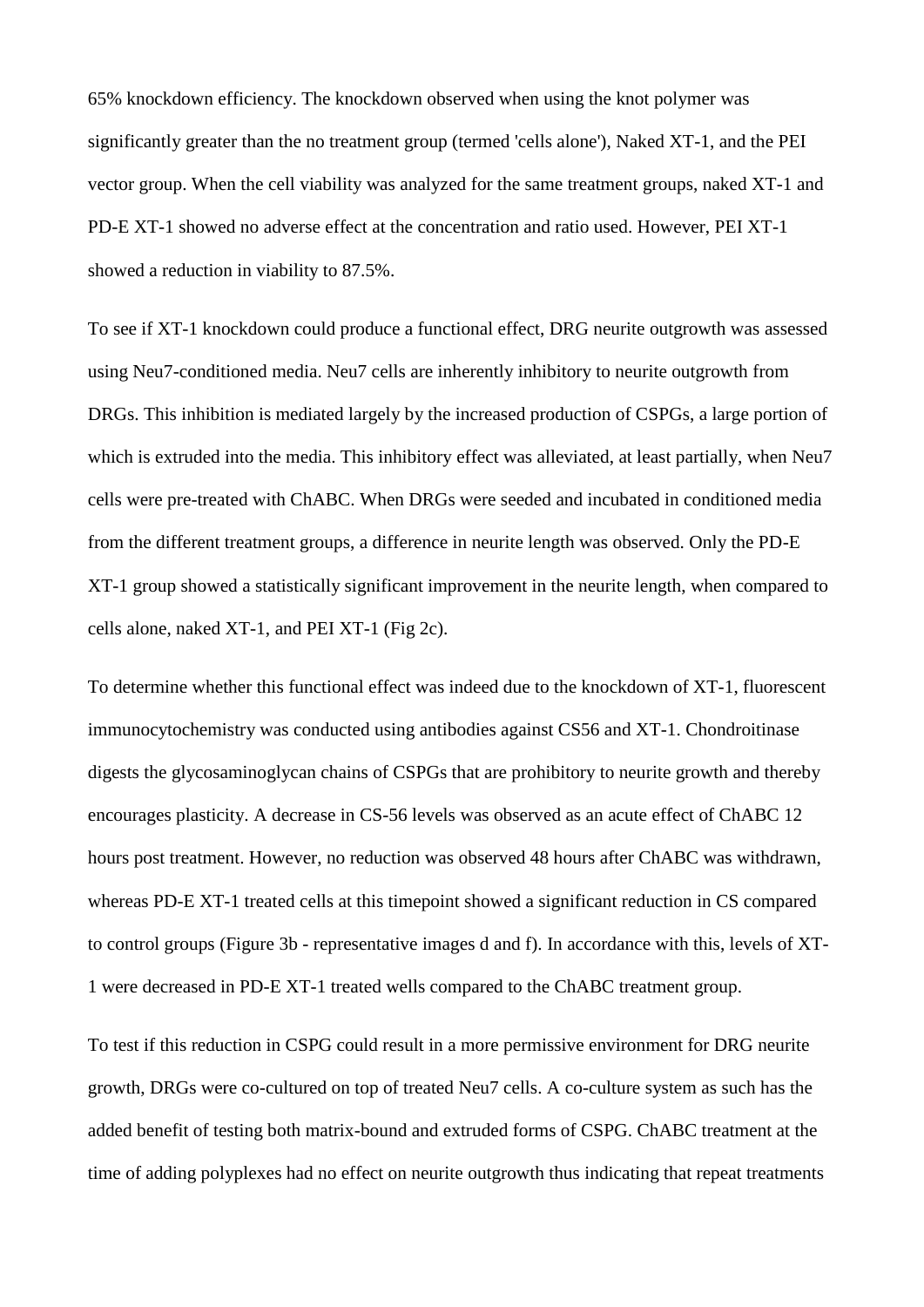65% knockdown efficiency. The knockdown observed when using the knot polymer was significantly greater than the no treatment group (termed 'cells alone'), Naked XT-1, and the PEI vector group. When the cell viability was analyzed for the same treatment groups, naked XT-1 and PD-E XT-1 showed no adverse effect at the concentration and ratio used. However, PEI XT-1 showed a reduction in viability to 87.5%.

To see if XT-1 knockdown could produce a functional effect, DRG neurite outgrowth was assessed using Neu7-conditioned media. Neu7 cells are inherently inhibitory to neurite outgrowth from DRGs. This inhibition is mediated largely by the increased production of CSPGs, a large portion of which is extruded into the media. This inhibitory effect was alleviated, at least partially, when Neu7 cells were pre-treated with ChABC. When DRGs were seeded and incubated in conditioned media from the different treatment groups, a difference in neurite length was observed. Only the PD-E XT-1 group showed a statistically significant improvement in the neurite length, when compared to cells alone, naked XT-1, and PEI XT-1 (Fig 2c).

To determine whether this functional effect was indeed due to the knockdown of XT-1, fluorescent immunocytochemistry was conducted using antibodies against CS56 and XT-1. Chondroitinase digests the glycosaminoglycan chains of CSPGs that are prohibitory to neurite growth and thereby encourages plasticity. A decrease in CS-56 levels was observed as an acute effect of ChABC 12 hours post treatment. However, no reduction was observed 48 hours after ChABC was withdrawn, whereas PD-E XT-1 treated cells at this timepoint showed a significant reduction in CS compared to control groups (Figure 3b - representative images d and f). In accordance with this, levels of XT-1 were decreased in PD-E XT-1 treated wells compared to the ChABC treatment group.

To test if this reduction in CSPG could result in a more permissive environment for DRG neurite growth, DRGs were co-cultured on top of treated Neu7 cells. A co-culture system as such has the added benefit of testing both matrix-bound and extruded forms of CSPG. ChABC treatment at the time of adding polyplexes had no effect on neurite outgrowth thus indicating that repeat treatments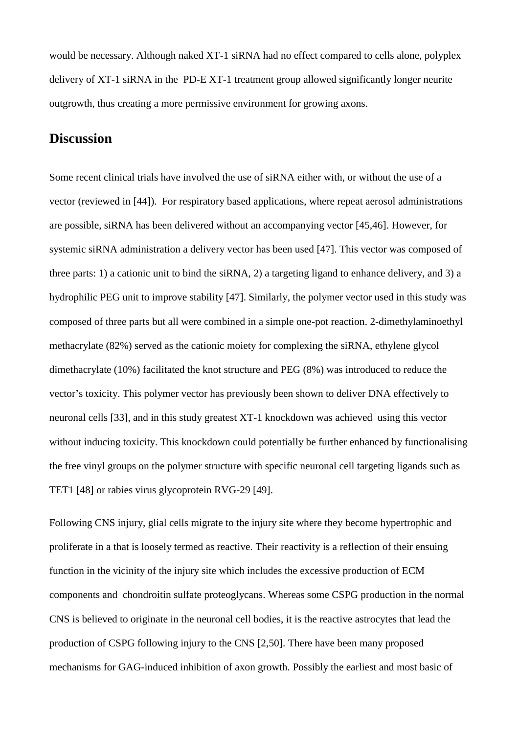would be necessary. Although naked XT-1 siRNA had no effect compared to cells alone, polyplex delivery of XT-1 siRNA in the PD-E XT-1 treatment group allowed significantly longer neurite outgrowth, thus creating a more permissive environment for growing axons.

## Discussion

Some recent clinical trials have involved the use of siRNA either with, or without the use of a vector (reviewed in [44]). For respiratory based applications, where repeat aerosol administrations are possible, siRNA has been delivered without an accompanying vector [45,46]. However, for systemic siRNA administration a delivery vector has been used [47]. This vector was composed of three parts: 1) a cationic unit to bind the siRNA, 2) a targeting ligand to enhance delivery, and 3) a hydrophilic PEG unit to improve stability [47]. Similarly, the polymer vector used in this study was composed of three parts but all were combined in a simple one-pot reaction. 2-dimethylaminoethyl methacrylate (82%) served as the cationic moiety for complexing the siRNA, ethylene glycol dimethacrylate (10%) facilitated the knot structure and PEG (8%) was introduced to reduce the vector's toxicity. This polymer vector has previously been shown to deliver DNA effectively to neuronal cells [33], and in this study greatest XT-1 knockdown was achieved using this vector without inducing toxicity. This knockdown could potentially be further enhanced by functionalising the free vinyl groups on the polymer structure with specific neuronal cell targeting ligands such as TET1 [48] or rabies virus glycoprotein RVG-29 [49].

Following CNS injury, glial cells migrate to the injury site where they become hypertrophic and proliferate in a that is loosely termed as reactive. Their reactivity is a reflection of their ensuing function in the vicinity of the injury site which includes the excessive production of ECM components and chondroitin sulfate proteoglycans. Whereas some CSPG production in the normal CNS is believed to originate in the neuronal cell bodies, it is the reactive astrocytes that lead the production of CSPG following injury to the CNS [2,50]. There have been many proposed mechanisms for GAG-induced inhibition of axon growth. Possibly the earliest and most basic of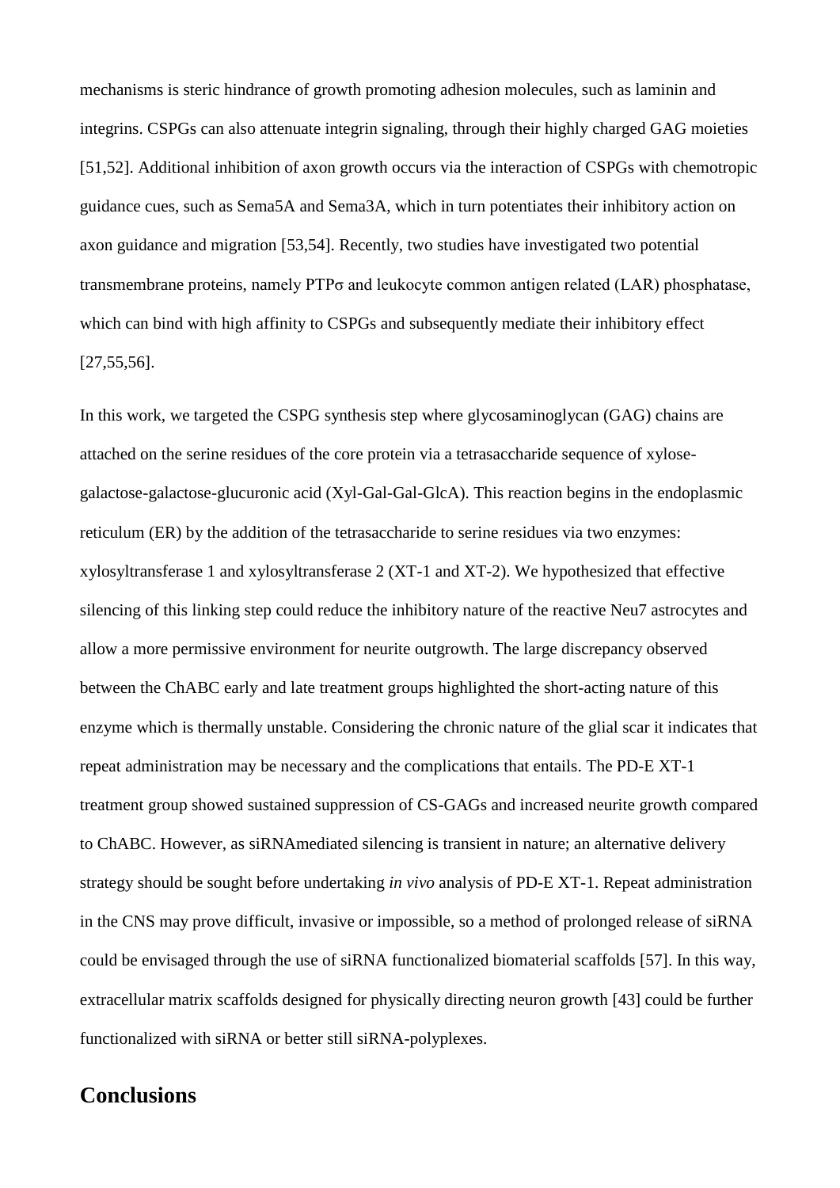mechanisms is steric hindrance of growth promoting adhesion molecules, such as laminin and integrins. CSPGs can also attenuate integrin signaling, through their highly charged GAG moieties [51,52]. Additional inhibition of axon growth occurs via the interaction of CSPGs with chemotropic guidance cues, such as Sema5A and Sema3A, which in turn potentiates their inhibitory action on axon guidance and migration [53,54]. Recently, two studies have investigated two potential transmembrane proteins, namely PTPσ and leukocyte common antigen related (LAR) phosphatase, which can bind with high affinity to CSPGs and subsequently mediate their inhibitory effect [27,55,56].

In this work, we targeted the CSPG synthesis step where glycosaminoglycan (GAG) chains are attached on the serine residues of the core protein via a tetrasaccharide sequence of xylose-galactose-galactose-glucuronic acid (Xyl-Gal-Gal-GlcA). This reaction begins in the endoplasmic reticulum (ER) by the addition of the tetrasaccharide to serine residues via two enzymes: xylosyltransferase 1 and xylosyltransferase 2 (XT-1 and XT-2). We hypothesized that effective silencing of this linking step could reduce the inhibitory nature of the reactive Neu7 astrocytes and allow a more permissive environment for neurite outgrowth. The large discrepancy observed between the ChABC early and late treatment groups highlighted the short-acting nature of this enzyme which is thermally unstable. Considering the chronic nature of the glial scar it indicates that repeat administration may be necessary and the complications that entails. The PD-E XT-1 treatment group showed sustained suppression of CS-GAGs and increased neurite growth compared to ChABC. However, as siRNAmediated silencing is transient in nature; an alternative delivery strategy should be sought before undertaking *in vivo* analysis of PD-E XT-1. Repeat administration in the CNS may prove difficult, invasive or impossible, so a method of prolonged release of siRNA could be envisaged through the use of siRNA functionalized biomaterial scaffolds [57]. In this way, extracellular matrix scaffolds designed for physically directing neuron growth [43] could be further functionalized with siRNA or better still siRNA-polyplexes.

## Conclusions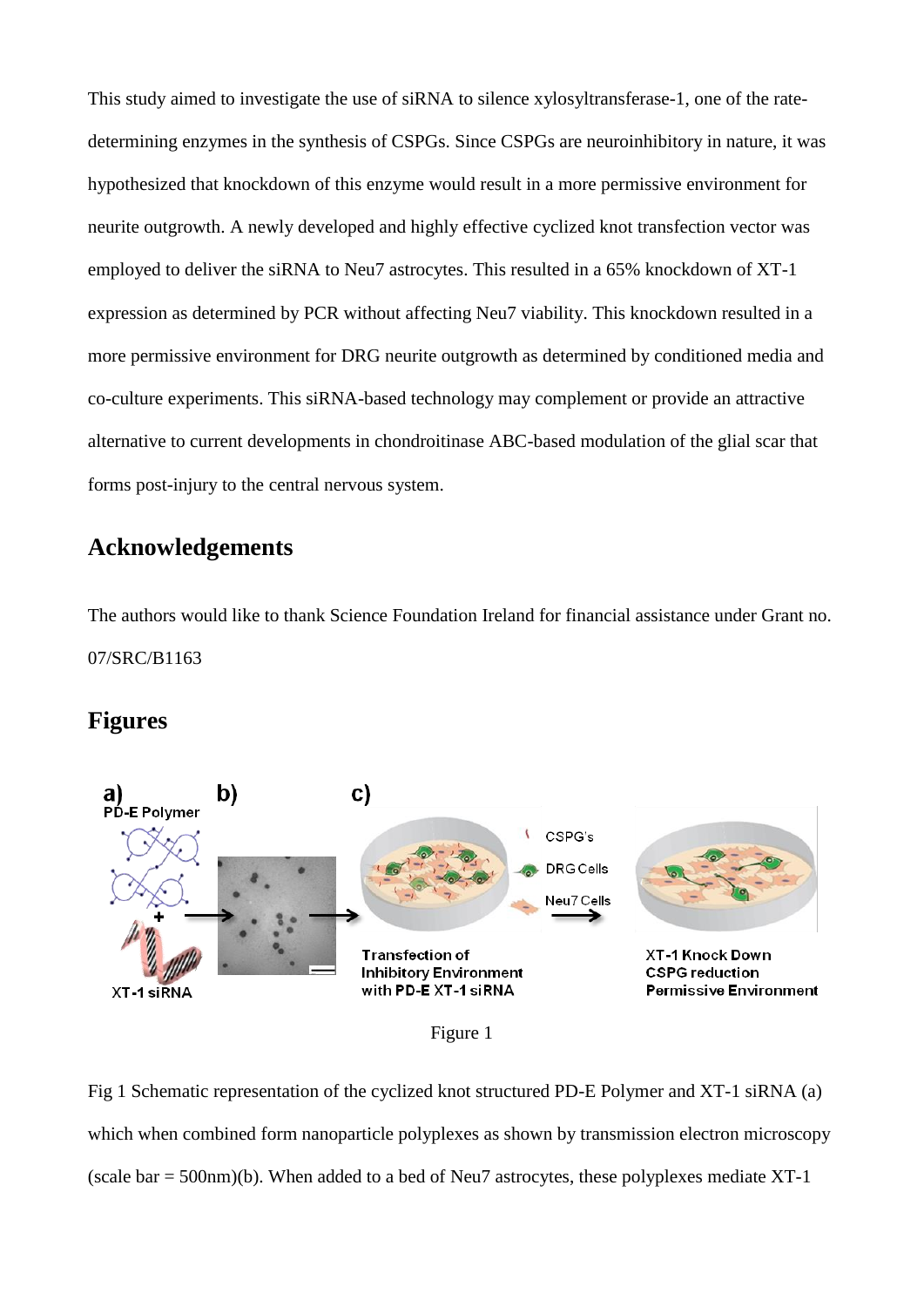This study aimed to investigate the use of siRNA to silence xylosyltransferase-1, one of the rate-determining enzymes in the synthesis of CSPGs. Since CSPGs are neuroinhibitory in nature, it was hypothesized that knockdown of this enzyme would result in a more permissive environment for neurite outgrowth. A newly developed and highly effective cyclized knot transfection vector was employed to deliver the siRNA to Neu7 astrocytes. This resulted in a 65% knockdown of XT-1 expression as determined by PCR without affecting Neu7 viability. This knockdown resulted in a more permissive environment for DRG neurite outgrowth as determined by conditioned media and co-culture experiments. This siRNA-based technology may complement or provide an attractive alternative to current developments in chondroitinase ABC-based modulation of the glial scar that forms post-injury to the central nervous system.

## Acknowledgements

The authors would like to thank Science Foundation Ireland for financial assistance under Grant no. 07/SRC/B1163

## Figures

a) PD-E Polymer + XT-1 siRNA → b) → c) CSPG's, DRG Cells, Neu7 Cells — Transfection of Inhibitory Environment with PD-E XT-1 siRNA → XT-1 Knock Down CSPG reduction Permissive Environment

Figure 1

Fig 1 Schematic representation of the cyclized knot structured PD-E Polymer and XT-1 siRNA (a) which when combined form nanoparticle polyplexes as shown by transmission electron microscopy (scale bar = 500nm)(b). When added to a bed of Neu7 astrocytes, these polyplexes mediate XT-1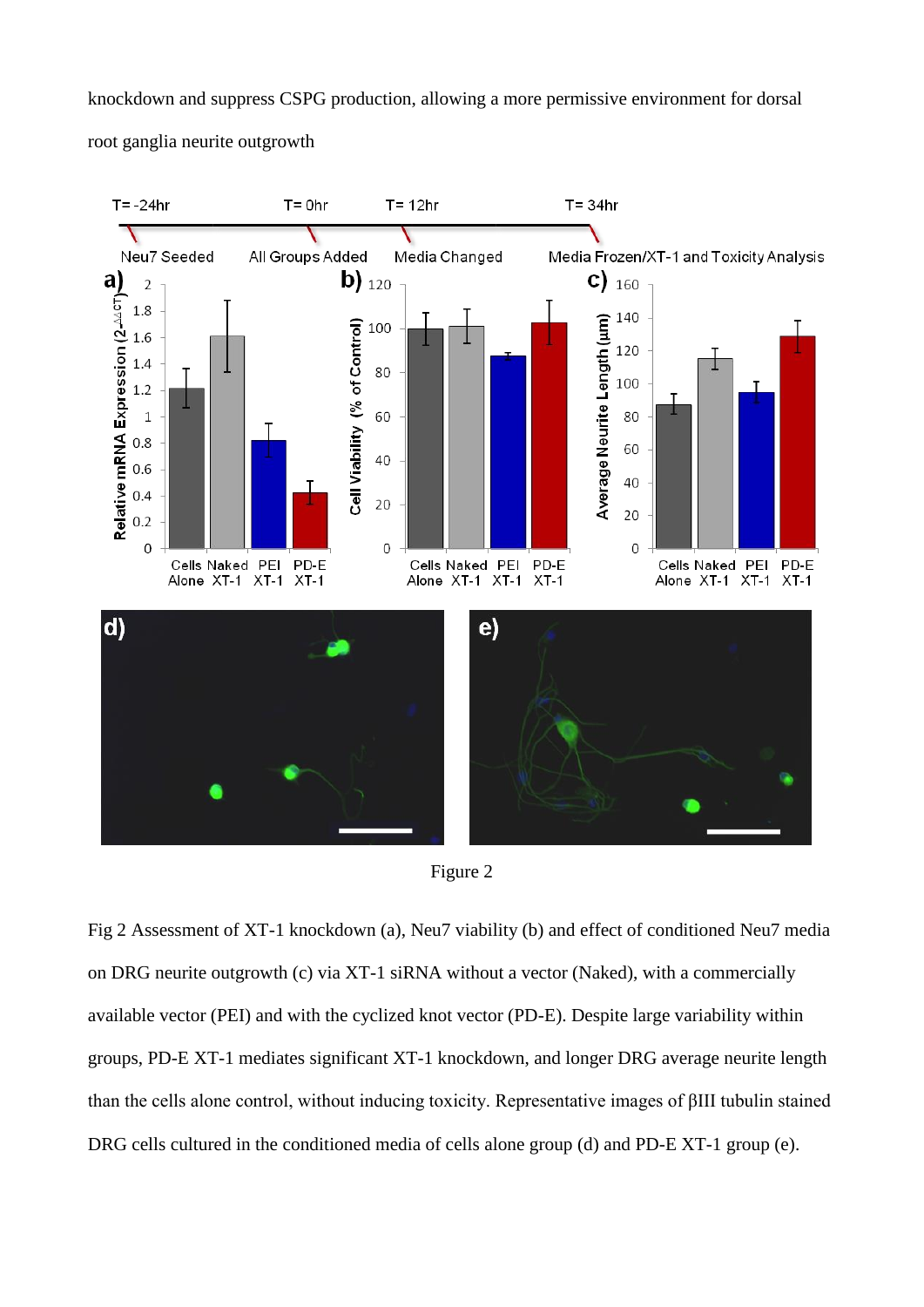knockdown and suppress CSPG production, allowing a more permissive environment for dorsal root ganglia neurite outgrowth

Figure 2

Fig 2 Assessment of XT-1 knockdown (a), Neu7 viability (b) and effect of conditioned Neu7 media on DRG neurite outgrowth (c) via XT-1 siRNA without a vector (Naked), with a commercially available vector (PEI) and with the cyclized knot vector (PD-E). Despite large variability within groups, PD-E XT-1 mediates significant XT-1 knockdown, and longer DRG average neurite length than the cells alone control, without inducing toxicity. Representative images of βIII tubulin stained DRG cells cultured in the conditioned media of cells alone group (d) and PD-E XT-1 group (e).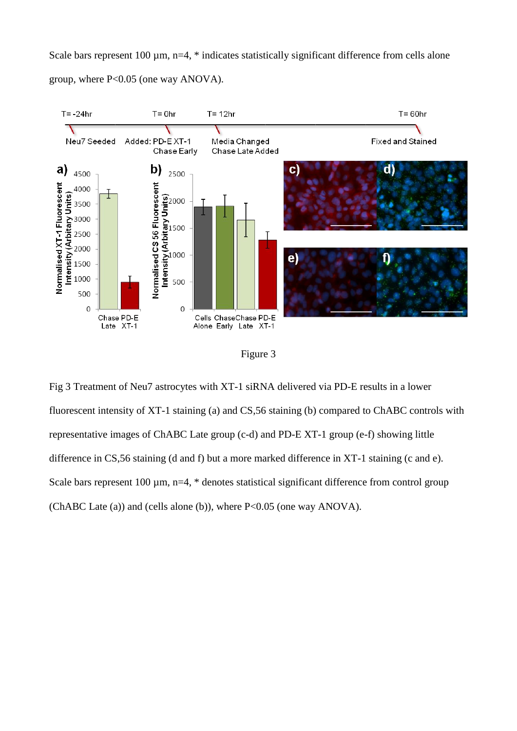Scale bars represent 100 µm, n=4, * indicates statistically significant difference from cells alone group, where P<0.05 (one way ANOVA).

Figure 3

Fig 3 Treatment of Neu7 astrocytes with XT-1 siRNA delivered via PD-E results in a lower fluorescent intensity of XT-1 staining (a) and CS,56 staining (b) compared to ChABC controls with representative images of ChABC Late group (c-d) and PD-E XT-1 group (e-f) showing little difference in CS,56 staining (d and f) but a more marked difference in XT-1 staining (c and e). Scale bars represent 100 µm, n=4, * denotes statistical significant difference from control group (ChABC Late (a)) and (cells alone (b)), where P<0.05 (one way ANOVA).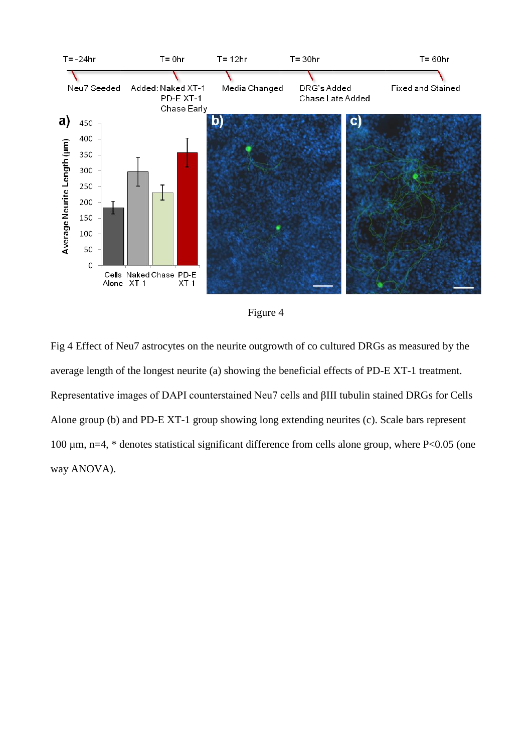Figure 4

Fig 4 Effect of Neu7 astrocytes on the neurite outgrowth of co cultured DRGs as measured by the average length of the longest neurite (a) showing the beneficial effects of PD-E XT-1 treatment. Representative images of DAPI counterstained Neu7 cells and βIII tubulin stained DRGs for Cells Alone group (b) and PD-E XT-1 group showing long extending neurites (c). Scale bars represent 100 µm, n=4, * denotes statistical significant difference from cells alone group, where $P<0.05$ (one way ANOVA).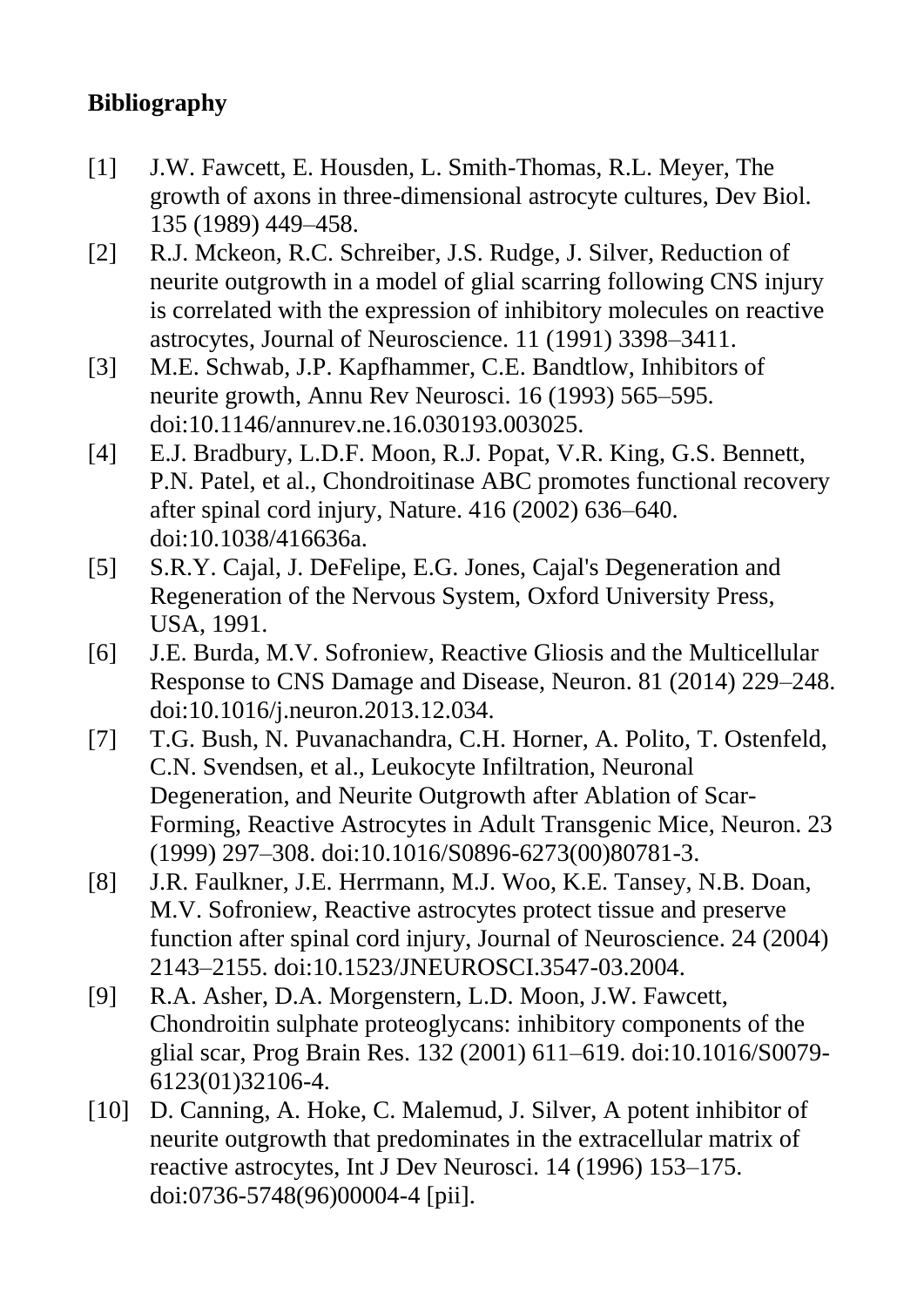**Bibliography**

[1] J.W. Fawcett, E. Housden, L. Smith-Thomas, R.L. Meyer, The growth of axons in three-dimensional astrocyte cultures, Dev Biol. 135 (1989) 449–458.

[2] R.J. Mckeon, R.C. Schreiber, J.S. Rudge, J. Silver, Reduction of neurite outgrowth in a model of glial scarring following CNS injury is correlated with the expression of inhibitory molecules on reactive astrocytes, Journal of Neuroscience. 11 (1991) 3398–3411.

[3] M.E. Schwab, J.P. Kapfhammer, C.E. Bandtlow, Inhibitors of neurite growth, Annu Rev Neurosci. 16 (1993) 565–595. doi:10.1146/annurev.ne.16.030193.003025.

[4] E.J. Bradbury, L.D.F. Moon, R.J. Popat, V.R. King, G.S. Bennett, P.N. Patel, et al., Chondroitinase ABC promotes functional recovery after spinal cord injury, Nature. 416 (2002) 636–640. doi:10.1038/416636a.

[5] S.R.Y. Cajal, J. DeFelipe, E.G. Jones, Cajal's Degeneration and Regeneration of the Nervous System, Oxford University Press, USA, 1991.

[6] J.E. Burda, M.V. Sofroniew, Reactive Gliosis and the Multicellular Response to CNS Damage and Disease, Neuron. 81 (2014) 229–248. doi:10.1016/j.neuron.2013.12.034.

[7] T.G. Bush, N. Puvanachandra, C.H. Horner, A. Polito, T. Ostenfeld, C.N. Svendsen, et al., Leukocyte Infiltration, Neuronal Degeneration, and Neurite Outgrowth after Ablation of Scar-Forming, Reactive Astrocytes in Adult Transgenic Mice, Neuron. 23 (1999) 297–308. doi:10.1016/S0896-6273(00)80781-3.

[8] J.R. Faulkner, J.E. Herrmann, M.J. Woo, K.E. Tansey, N.B. Doan, M.V. Sofroniew, Reactive astrocytes protect tissue and preserve function after spinal cord injury, Journal of Neuroscience. 24 (2004) 2143–2155. doi:10.1523/JNEUROSCI.3547-03.2004.

[9] R.A. Asher, D.A. Morgenstern, L.D. Moon, J.W. Fawcett, Chondroitin sulphate proteoglycans: inhibitory components of the glial scar, Prog Brain Res. 132 (2001) 611–619. doi:10.1016/S0079-6123(01)32106-4.

[10] D. Canning, A. Hoke, C. Malemud, J. Silver, A potent inhibitor of neurite outgrowth that predominates in the extracellular matrix of reactive astrocytes, Int J Dev Neurosci. 14 (1996) 153–175. doi:0736-5748(96)00004-4 [pii].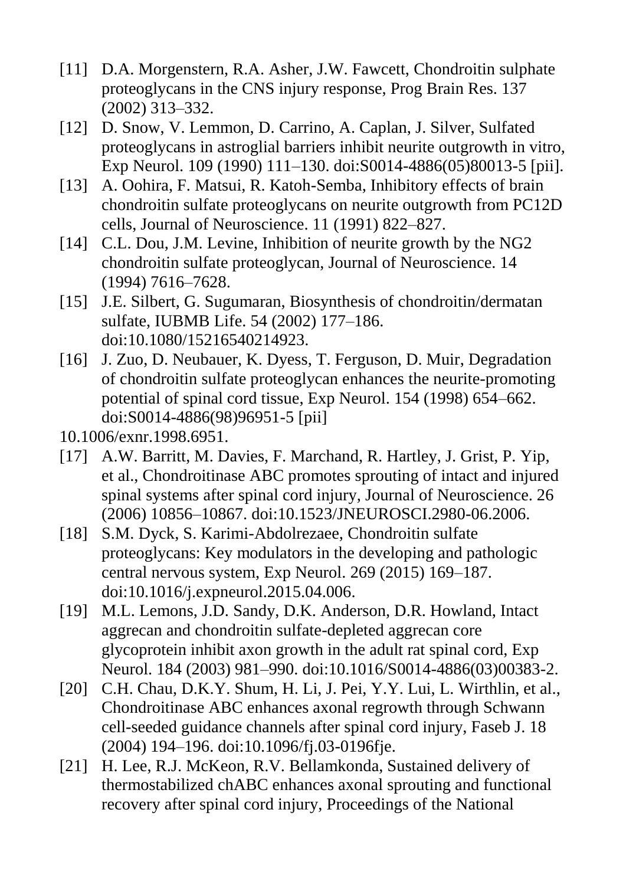[11] D.A. Morgenstern, R.A. Asher, J.W. Fawcett, Chondroitin sulphate proteoglycans in the CNS injury response, Prog Brain Res. 137 (2002) 313–332.

[12] D. Snow, V. Lemmon, D. Carrino, A. Caplan, J. Silver, Sulfated proteoglycans in astroglial barriers inhibit neurite outgrowth in vitro, Exp Neurol. 109 (1990) 111–130. doi:S0014-4886(05)80013-5 [pii].

[13] A. Oohira, F. Matsui, R. Katoh-Semba, Inhibitory effects of brain chondroitin sulfate proteoglycans on neurite outgrowth from PC12D cells, Journal of Neuroscience. 11 (1991) 822–827.

[14] C.L. Dou, J.M. Levine, Inhibition of neurite growth by the NG2 chondroitin sulfate proteoglycan, Journal of Neuroscience. 14 (1994) 7616–7628.

[15] J.E. Silbert, G. Sugumaran, Biosynthesis of chondroitin/dermatan sulfate, IUBMB Life. 54 (2002) 177–186. doi:10.1080/15216540214923.

[16] J. Zuo, D. Neubauer, K. Dyess, T. Ferguson, D. Muir, Degradation of chondroitin sulfate proteoglycan enhances the neurite-promoting potential of spinal cord tissue, Exp Neurol. 154 (1998) 654–662. doi:S0014-4886(98)96951-5 [pii]
10.1006/exnr.1998.6951.

[17] A.W. Barritt, M. Davies, F. Marchand, R. Hartley, J. Grist, P. Yip, et al., Chondroitinase ABC promotes sprouting of intact and injured spinal systems after spinal cord injury, Journal of Neuroscience. 26 (2006) 10856–10867. doi:10.1523/JNEUROSCI.2980-06.2006.

[18] S.M. Dyck, S. Karimi-Abdolrezaee, Chondroitin sulfate proteoglycans: Key modulators in the developing and pathologic central nervous system, Exp Neurol. 269 (2015) 169–187. doi:10.1016/j.expneurol.2015.04.006.

[19] M.L. Lemons, J.D. Sandy, D.K. Anderson, D.R. Howland, Intact aggrecan and chondroitin sulfate-depleted aggrecan core glycoprotein inhibit axon growth in the adult rat spinal cord, Exp Neurol. 184 (2003) 981–990. doi:10.1016/S0014-4886(03)00383-2.

[20] C.H. Chau, D.K.Y. Shum, H. Li, J. Pei, Y.Y. Lui, L. Wirthlin, et al., Chondroitinase ABC enhances axonal regrowth through Schwann cell-seeded guidance channels after spinal cord injury, Faseb J. 18 (2004) 194–196. doi:10.1096/fj.03-0196fje.

[21] H. Lee, R.J. McKeon, R.V. Bellamkonda, Sustained delivery of thermostabilized chABC enhances axonal sprouting and functional recovery after spinal cord injury, Proceedings of the National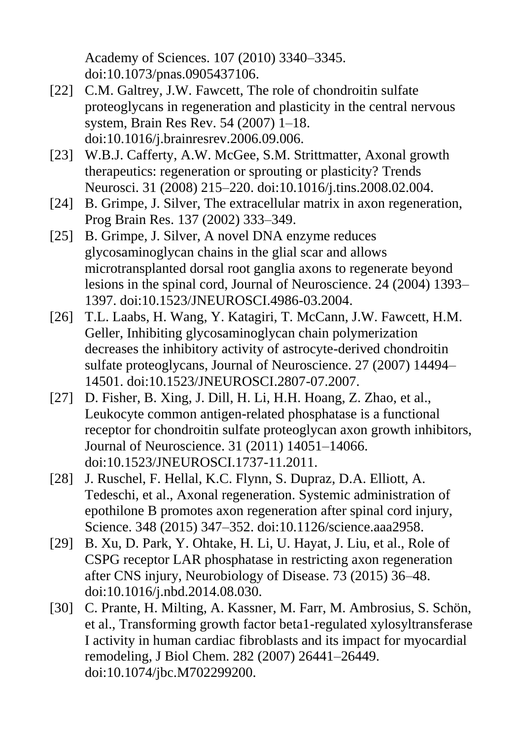Academy of Sciences. 107 (2010) 3340–3345. doi:10.1073/pnas.0905437106.

[22] C.M. Galtrey, J.W. Fawcett, The role of chondroitin sulfate proteoglycans in regeneration and plasticity in the central nervous system, Brain Res Rev. 54 (2007) 1–18. doi:10.1016/j.brainresrev.2006.09.006.

[23] W.B.J. Cafferty, A.W. McGee, S.M. Strittmatter, Axonal growth therapeutics: regeneration or sprouting or plasticity? Trends Neurosci. 31 (2008) 215–220. doi:10.1016/j.tins.2008.02.004.

[24] B. Grimpe, J. Silver, The extracellular matrix in axon regeneration, Prog Brain Res. 137 (2002) 333–349.

[25] B. Grimpe, J. Silver, A novel DNA enzyme reduces glycosaminoglycan chains in the glial scar and allows microtransplanted dorsal root ganglia axons to regenerate beyond lesions in the spinal cord, Journal of Neuroscience. 24 (2004) 1393–1397. doi:10.1523/JNEUROSCI.4986-03.2004.

[26] T.L. Laabs, H. Wang, Y. Katagiri, T. McCann, J.W. Fawcett, H.M. Geller, Inhibiting glycosaminoglycan chain polymerization decreases the inhibitory activity of astrocyte-derived chondroitin sulfate proteoglycans, Journal of Neuroscience. 27 (2007) 14494–14501. doi:10.1523/JNEUROSCI.2807-07.2007.

[27] D. Fisher, B. Xing, J. Dill, H. Li, H.H. Hoang, Z. Zhao, et al., Leukocyte common antigen-related phosphatase is a functional receptor for chondroitin sulfate proteoglycan axon growth inhibitors, Journal of Neuroscience. 31 (2011) 14051–14066. doi:10.1523/JNEUROSCI.1737-11.2011.

[28] J. Ruschel, F. Hellal, K.C. Flynn, S. Dupraz, D.A. Elliott, A. Tedeschi, et al., Axonal regeneration. Systemic administration of epothilone B promotes axon regeneration after spinal cord injury, Science. 348 (2015) 347–352. doi:10.1126/science.aaa2958.

[29] B. Xu, D. Park, Y. Ohtake, H. Li, U. Hayat, J. Liu, et al., Role of CSPG receptor LAR phosphatase in restricting axon regeneration after CNS injury, Neurobiology of Disease. 73 (2015) 36–48. doi:10.1016/j.nbd.2014.08.030.

[30] C. Prante, H. Milting, A. Kassner, M. Farr, M. Ambrosius, S. Schön, et al., Transforming growth factor beta1-regulated xylosyltransferase I activity in human cardiac fibroblasts and its impact for myocardial remodeling, J Biol Chem. 282 (2007) 26441–26449. doi:10.1074/jbc.M702299200.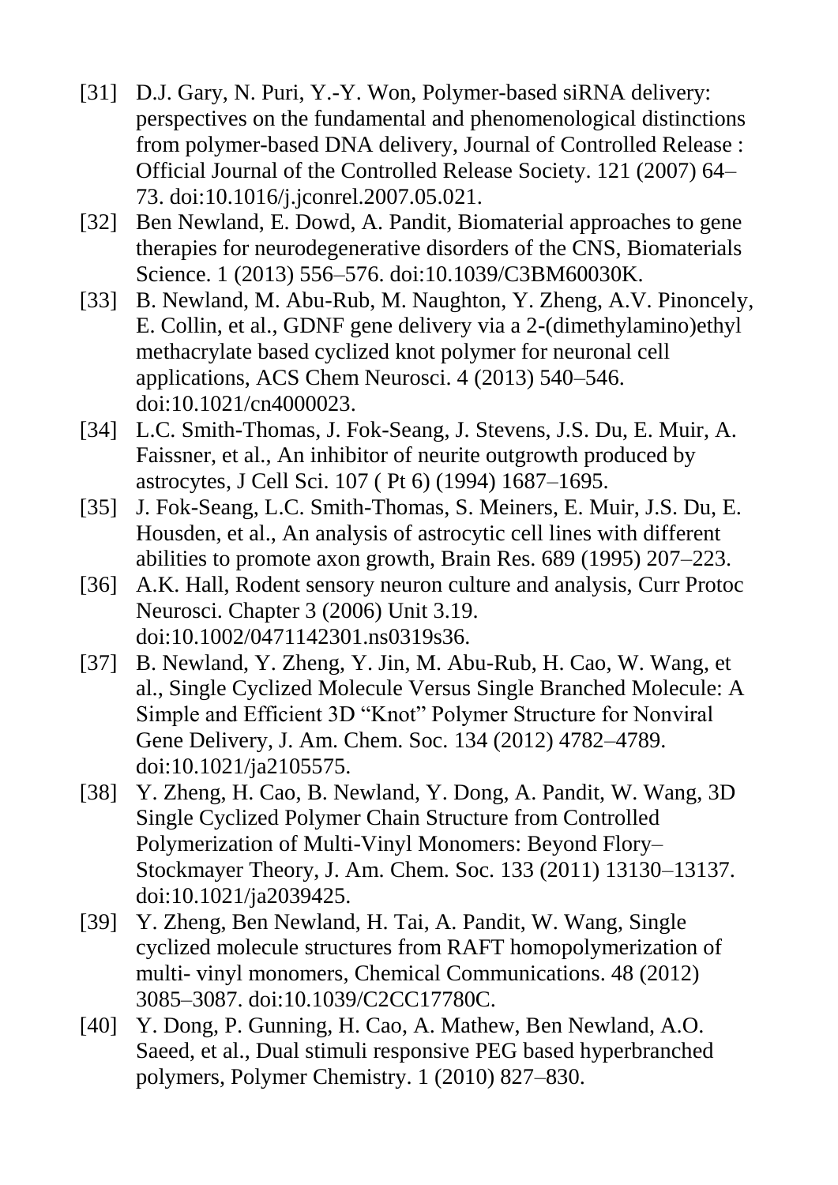[31] D.J. Gary, N. Puri, Y.-Y. Won, Polymer-based siRNA delivery: perspectives on the fundamental and phenomenological distinctions from polymer-based DNA delivery, Journal of Controlled Release : Official Journal of the Controlled Release Society. 121 (2007) 64–73. doi:10.1016/j.jconrel.2007.05.021.

[32] Ben Newland, E. Dowd, A. Pandit, Biomaterial approaches to gene therapies for neurodegenerative disorders of the CNS, Biomaterials Science. 1 (2013) 556–576. doi:10.1039/C3BM60030K.

[33] B. Newland, M. Abu-Rub, M. Naughton, Y. Zheng, A.V. Pinoncely, E. Collin, et al., GDNF gene delivery via a 2-(dimethylamino)ethyl methacrylate based cyclized knot polymer for neuronal cell applications, ACS Chem Neurosci. 4 (2013) 540–546. doi:10.1021/cn4000023.

[34] L.C. Smith-Thomas, J. Fok-Seang, J. Stevens, J.S. Du, E. Muir, A. Faissner, et al., An inhibitor of neurite outgrowth produced by astrocytes, J Cell Sci. 107 ( Pt 6) (1994) 1687–1695.

[35] J. Fok-Seang, L.C. Smith-Thomas, S. Meiners, E. Muir, J.S. Du, E. Housden, et al., An analysis of astrocytic cell lines with different abilities to promote axon growth, Brain Res. 689 (1995) 207–223.

[36] A.K. Hall, Rodent sensory neuron culture and analysis, Curr Protoc Neurosci. Chapter 3 (2006) Unit 3.19. doi:10.1002/0471142301.ns0319s36.

[37] B. Newland, Y. Zheng, Y. Jin, M. Abu-Rub, H. Cao, W. Wang, et al., Single Cyclized Molecule Versus Single Branched Molecule: A Simple and Efficient 3D "Knot" Polymer Structure for Nonviral Gene Delivery, J. Am. Chem. Soc. 134 (2012) 4782–4789. doi:10.1021/ja2105575.

[38] Y. Zheng, H. Cao, B. Newland, Y. Dong, A. Pandit, W. Wang, 3D Single Cyclized Polymer Chain Structure from Controlled Polymerization of Multi-Vinyl Monomers: Beyond Flory–Stockmayer Theory, J. Am. Chem. Soc. 133 (2011) 13130–13137. doi:10.1021/ja2039425.

[39] Y. Zheng, Ben Newland, H. Tai, A. Pandit, W. Wang, Single cyclized molecule structures from RAFT homopolymerization of multi- vinyl monomers, Chemical Communications. 48 (2012) 3085–3087. doi:10.1039/C2CC17780C.

[40] Y. Dong, P. Gunning, H. Cao, A. Mathew, Ben Newland, A.O. Saeed, et al., Dual stimuli responsive PEG based hyperbranched polymers, Polymer Chemistry. 1 (2010) 827–830.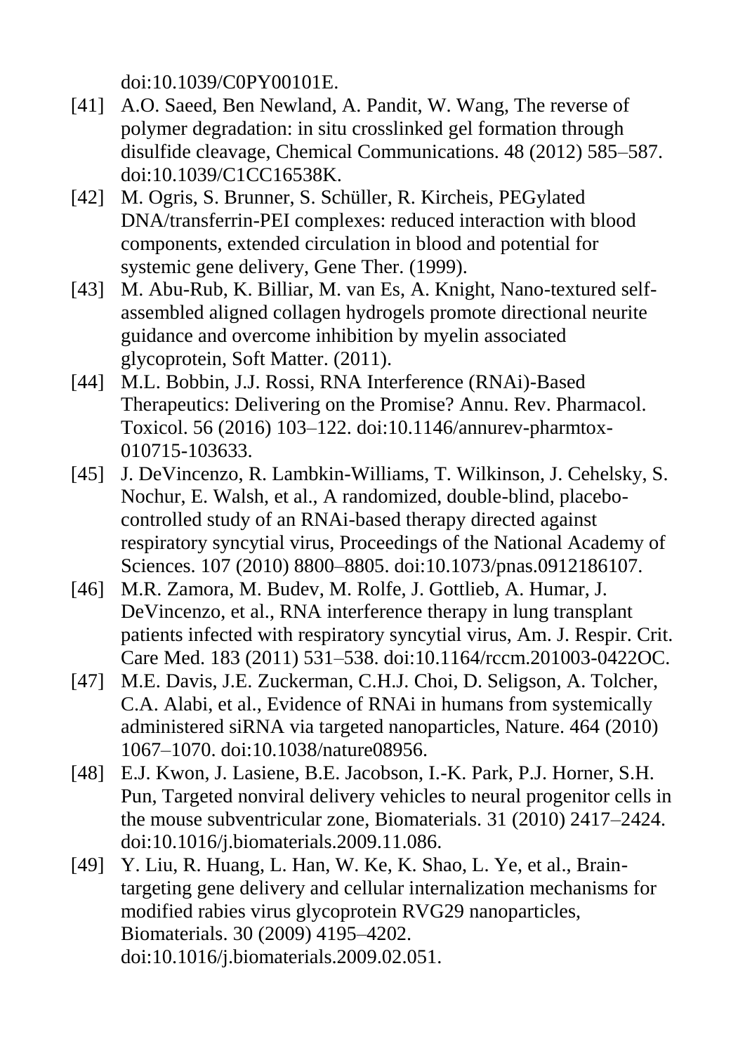doi:10.1039/C0PY00101E.

[41] A.O. Saeed, Ben Newland, A. Pandit, W. Wang, The reverse of polymer degradation: in situ crosslinked gel formation through disulfide cleavage, Chemical Communications. 48 (2012) 585–587. doi:10.1039/C1CC16538K.

[42] M. Ogris, S. Brunner, S. Schüller, R. Kircheis, PEGylated DNA/transferrin-PEI complexes: reduced interaction with blood components, extended circulation in blood and potential for systemic gene delivery, Gene Ther. (1999).

[43] M. Abu-Rub, K. Billiar, M. van Es, A. Knight, Nano-textured self-assembled aligned collagen hydrogels promote directional neurite guidance and overcome inhibition by myelin associated glycoprotein, Soft Matter. (2011).

[44] M.L. Bobbin, J.J. Rossi, RNA Interference (RNAi)-Based Therapeutics: Delivering on the Promise? Annu. Rev. Pharmacol. Toxicol. 56 (2016) 103–122. doi:10.1146/annurev-pharmtox-010715-103633.

[45] J. DeVincenzo, R. Lambkin-Williams, T. Wilkinson, J. Cehelsky, S. Nochur, E. Walsh, et al., A randomized, double-blind, placebo-controlled study of an RNAi-based therapy directed against respiratory syncytial virus, Proceedings of the National Academy of Sciences. 107 (2010) 8800–8805. doi:10.1073/pnas.0912186107.

[46] M.R. Zamora, M. Budev, M. Rolfe, J. Gottlieb, A. Humar, J. DeVincenzo, et al., RNA interference therapy in lung transplant patients infected with respiratory syncytial virus, Am. J. Respir. Crit. Care Med. 183 (2011) 531–538. doi:10.1164/rccm.201003-0422OC.

[47] M.E. Davis, J.E. Zuckerman, C.H.J. Choi, D. Seligson, A. Tolcher, C.A. Alabi, et al., Evidence of RNAi in humans from systemically administered siRNA via targeted nanoparticles, Nature. 464 (2010) 1067–1070. doi:10.1038/nature08956.

[48] E.J. Kwon, J. Lasiene, B.E. Jacobson, I.-K. Park, P.J. Horner, S.H. Pun, Targeted nonviral delivery vehicles to neural progenitor cells in the mouse subventricular zone, Biomaterials. 31 (2010) 2417–2424. doi:10.1016/j.biomaterials.2009.11.086.

[49] Y. Liu, R. Huang, L. Han, W. Ke, K. Shao, L. Ye, et al., Brain-targeting gene delivery and cellular internalization mechanisms for modified rabies virus glycoprotein RVG29 nanoparticles, Biomaterials. 30 (2009) 4195–4202. doi:10.1016/j.biomaterials.2009.02.051.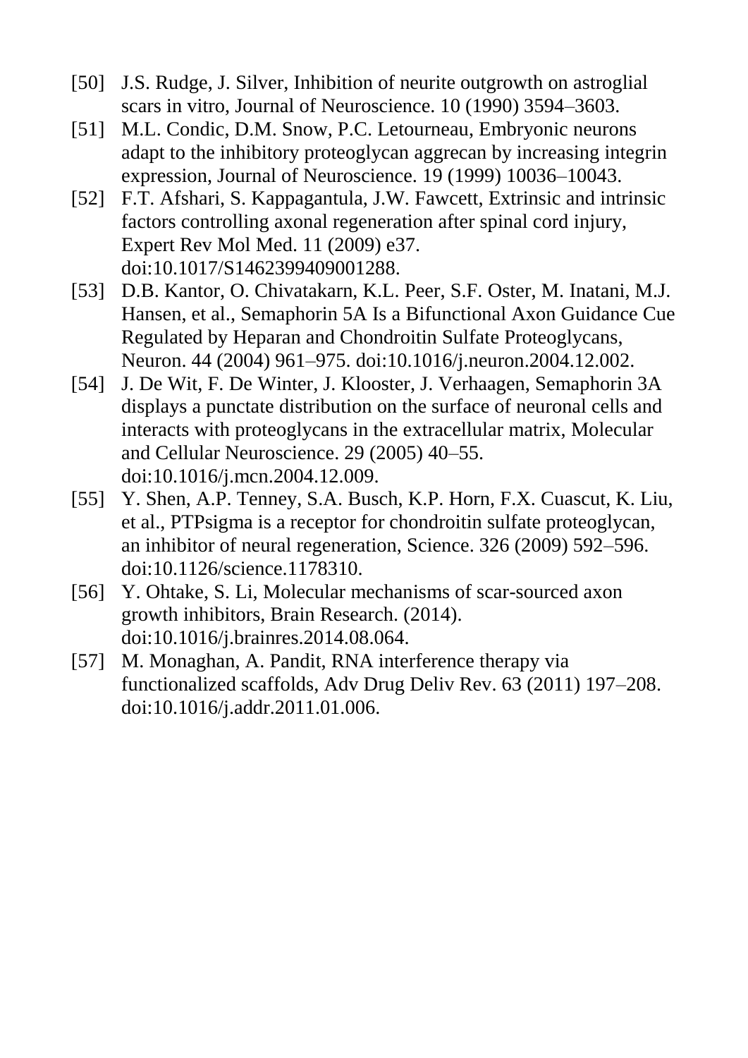[50] J.S. Rudge, J. Silver, Inhibition of neurite outgrowth on astroglial scars in vitro, Journal of Neuroscience. 10 (1990) 3594–3603.

[51] M.L. Condic, D.M. Snow, P.C. Letourneau, Embryonic neurons adapt to the inhibitory proteoglycan aggrecan by increasing integrin expression, Journal of Neuroscience. 19 (1999) 10036–10043.

[52] F.T. Afshari, S. Kappagantula, J.W. Fawcett, Extrinsic and intrinsic factors controlling axonal regeneration after spinal cord injury, Expert Rev Mol Med. 11 (2009) e37. doi:10.1017/S1462399409001288.

[53] D.B. Kantor, O. Chivatakarn, K.L. Peer, S.F. Oster, M. Inatani, M.J. Hansen, et al., Semaphorin 5A Is a Bifunctional Axon Guidance Cue Regulated by Heparan and Chondroitin Sulfate Proteoglycans, Neuron. 44 (2004) 961–975. doi:10.1016/j.neuron.2004.12.002.

[54] J. De Wit, F. De Winter, J. Klooster, J. Verhaagen, Semaphorin 3A displays a punctate distribution on the surface of neuronal cells and interacts with proteoglycans in the extracellular matrix, Molecular and Cellular Neuroscience. 29 (2005) 40–55. doi:10.1016/j.mcn.2004.12.009.

[55] Y. Shen, A.P. Tenney, S.A. Busch, K.P. Horn, F.X. Cuascut, K. Liu, et al., PTPsigma is a receptor for chondroitin sulfate proteoglycan, an inhibitor of neural regeneration, Science. 326 (2009) 592–596. doi:10.1126/science.1178310.

[56] Y. Ohtake, S. Li, Molecular mechanisms of scar-sourced axon growth inhibitors, Brain Research. (2014). doi:10.1016/j.brainres.2014.08.064.

[57] M. Monaghan, A. Pandit, RNA interference therapy via functionalized scaffolds, Adv Drug Deliv Rev. 63 (2011) 197–208. doi:10.1016/j.addr.2011.01.006.